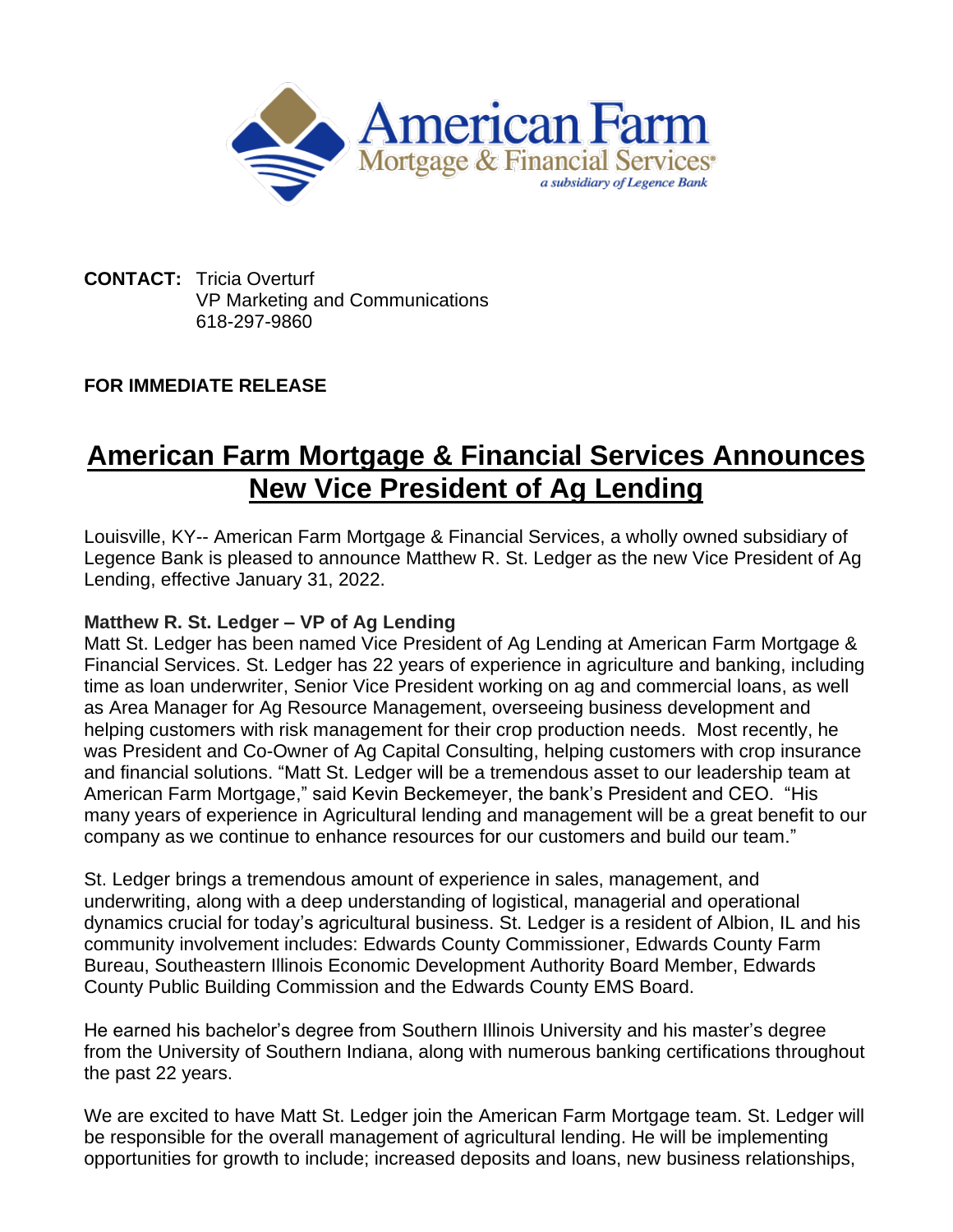**American Farm**
Mortgage & Financial Services
*a subsidiary of Legence Bank*

**CONTACT:** Tricia Overturf
VP Marketing and Communications
618-297-9860

**FOR IMMEDIATE RELEASE**

# American Farm Mortgage & Financial Services Announces New Vice President of Ag Lending

Louisville, KY-- American Farm Mortgage & Financial Services, a wholly owned subsidiary of Legence Bank is pleased to announce Matthew R. St. Ledger as the new Vice President of Ag Lending, effective January 31, 2022.

**Matthew R. St. Ledger – VP of Ag Lending**
Matt St. Ledger has been named Vice President of Ag Lending at American Farm Mortgage & Financial Services. St. Ledger has 22 years of experience in agriculture and banking, including time as loan underwriter, Senior Vice President working on ag and commercial loans, as well as Area Manager for Ag Resource Management, overseeing business development and helping customers with risk management for their crop production needs. Most recently, he was President and Co-Owner of Ag Capital Consulting, helping customers with crop insurance and financial solutions. "Matt St. Ledger will be a tremendous asset to our leadership team at American Farm Mortgage," said Kevin Beckemeyer, the bank's President and CEO. "His many years of experience in Agricultural lending and management will be a great benefit to our company as we continue to enhance resources for our customers and build our team."

St. Ledger brings a tremendous amount of experience in sales, management, and underwriting, along with a deep understanding of logistical, managerial and operational dynamics crucial for today's agricultural business. St. Ledger is a resident of Albion, IL and his community involvement includes: Edwards County Commissioner, Edwards County Farm Bureau, Southeastern Illinois Economic Development Authority Board Member, Edwards County Public Building Commission and the Edwards County EMS Board.

He earned his bachelor's degree from Southern Illinois University and his master's degree from the University of Southern Indiana, along with numerous banking certifications throughout the past 22 years.

We are excited to have Matt St. Ledger join the American Farm Mortgage team. St. Ledger will be responsible for the overall management of agricultural lending. He will be implementing opportunities for growth to include; increased deposits and loans, new business relationships,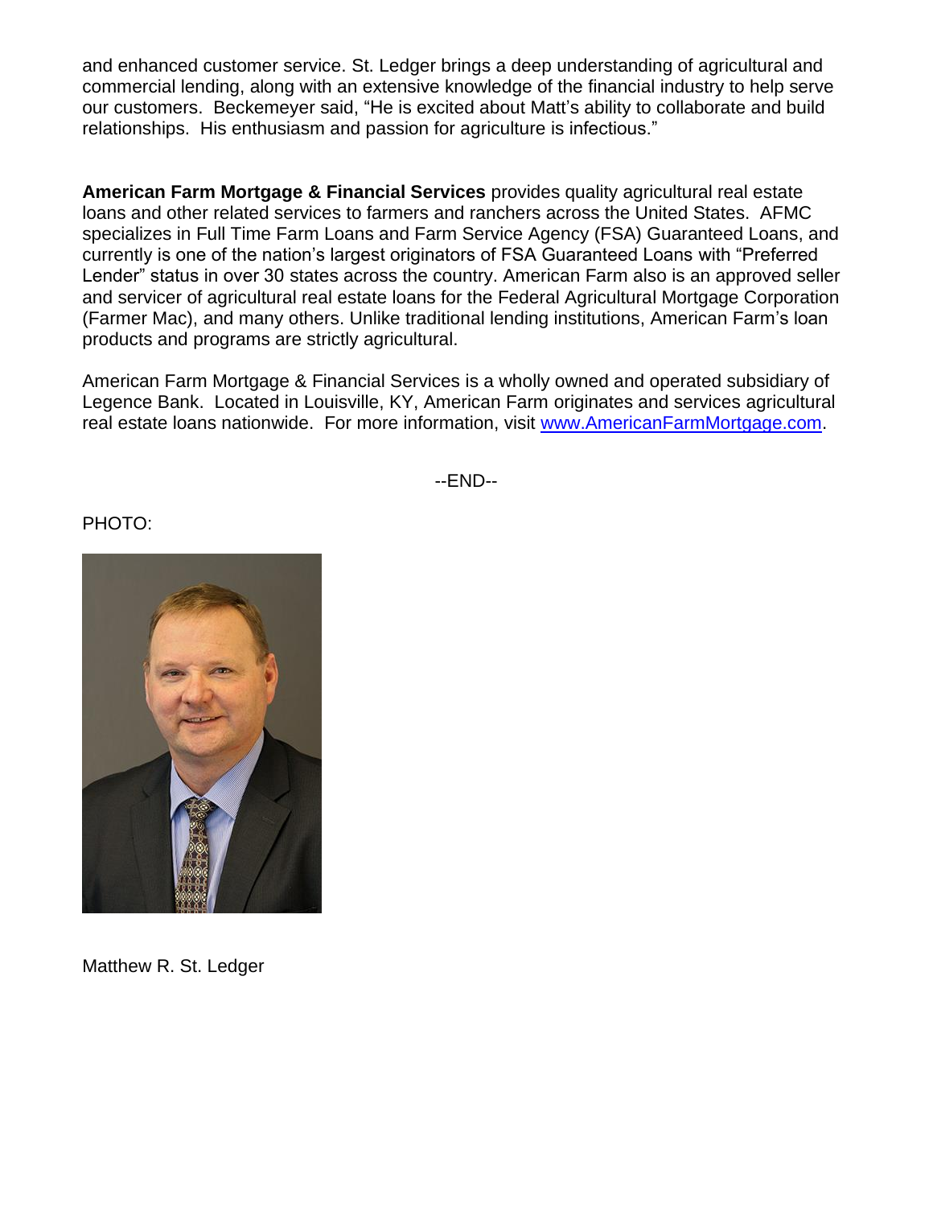and enhanced customer service. St. Ledger brings a deep understanding of agricultural and commercial lending, along with an extensive knowledge of the financial industry to help serve our customers. Beckemeyer said, "He is excited about Matt's ability to collaborate and build relationships. His enthusiasm and passion for agriculture is infectious."

**American Farm Mortgage & Financial Services** provides quality agricultural real estate loans and other related services to farmers and ranchers across the United States. AFMC specializes in Full Time Farm Loans and Farm Service Agency (FSA) Guaranteed Loans, and currently is one of the nation's largest originators of FSA Guaranteed Loans with "Preferred Lender" status in over 30 states across the country. American Farm also is an approved seller and servicer of agricultural real estate loans for the Federal Agricultural Mortgage Corporation (Farmer Mac), and many others. Unlike traditional lending institutions, American Farm's loan products and programs are strictly agricultural.

American Farm Mortgage & Financial Services is a wholly owned and operated subsidiary of Legence Bank. Located in Louisville, KY, American Farm originates and services agricultural real estate loans nationwide. For more information, visit [www.AmericanFarmMortgage.com](http://www.AmericanFarmMortgage.com).

--END--

PHOTO:

Matthew R. St. Ledger